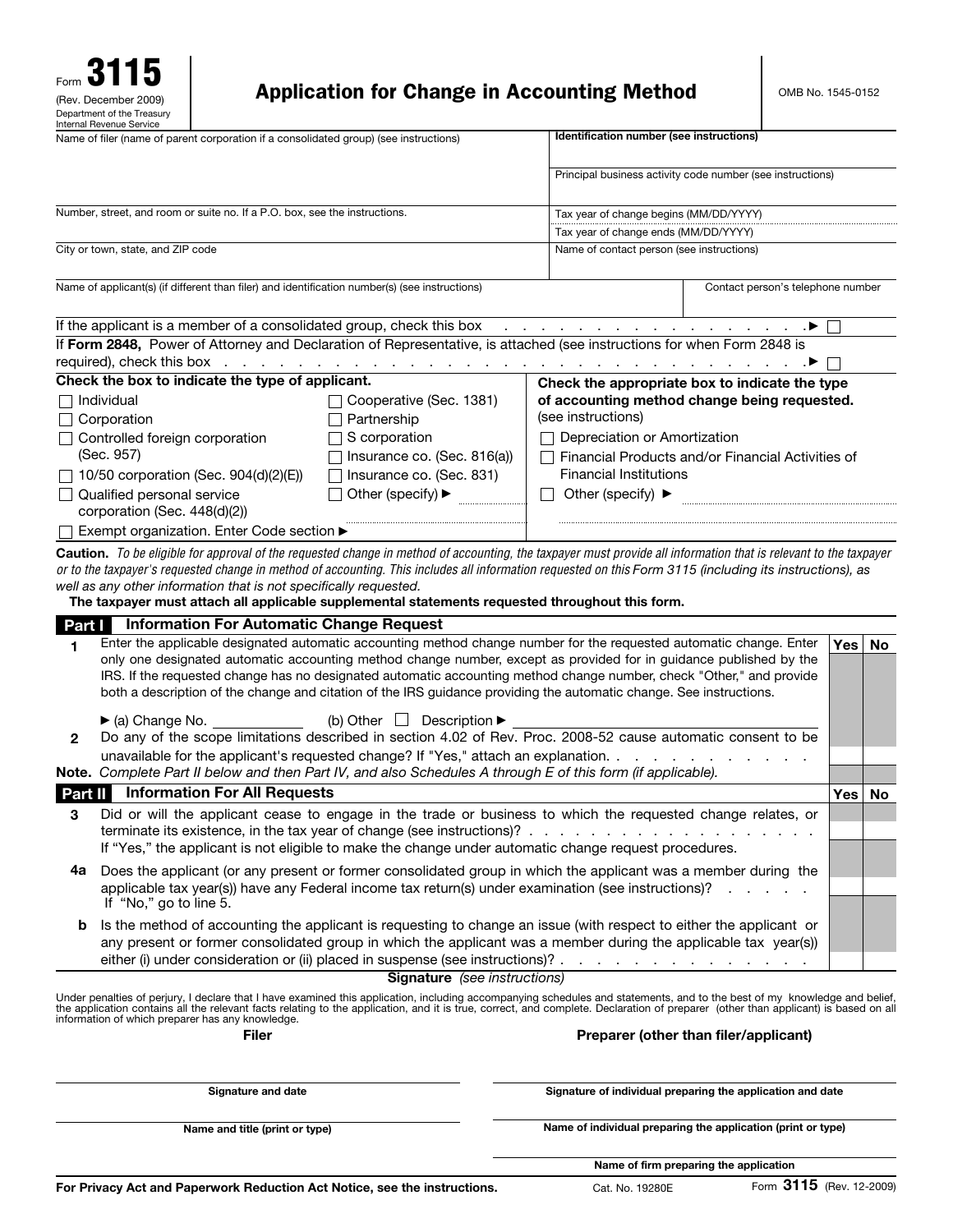Form **3115**
(Rev. December 2009)
Department of the Treasury
Internal Revenue Service

# Application for Change in Accounting Method

OMB No. 1545-0152

| | |
|---|---|
| Name of filer (name of parent corporation if a consolidated group) (see instructions) | **Identification number (see instructions)** |
| | Principal business activity code number (see instructions) |
| Number, street, and room or suite no. If a P.O. box, see the instructions. | Tax year of change begins (MM/DD/YYYY)<br>Tax year of change ends (MM/DD/YYYY) |
| City or town, state, and ZIP code | Name of contact person (see instructions) |
| Name of applicant(s) (if different than filer) and identification number(s) (see instructions) | Contact person's telephone number |

If the applicant is a member of a consolidated group, check this box . . . . . . . . . . . . . . . . . . . . ► ☐

If **Form 2848,** Power of Attorney and Declaration of Representative, is attached (see instructions for when Form 2848 is required), check this box . . . . . . . . . . . . . . . . . . . . ► ☐

**Check the box to indicate the type of applicant.**

- ☐ Individual
- ☐ Corporation
- ☐ Controlled foreign corporation (Sec. 957)
- ☐ 10/50 corporation (Sec. 904(d)(2)(E))
- ☐ Qualified personal service corporation (Sec. 448(d)(2))
- ☐ Exempt organization. Enter Code section ►
- ☐ Cooperative (Sec. 1381)
- ☐ Partnership
- ☐ S corporation
- ☐ Insurance co. (Sec. 816(a))
- ☐ Insurance co. (Sec. 831)
- ☐ Other (specify) ►

**Check the appropriate box to indicate the type of accounting method change being requested.** (see instructions)

- ☐ Depreciation or Amortization
- ☐ Financial Products and/or Financial Activities of Financial Institutions
- ☐ Other (specify) ►

**Caution.** *To be eligible for approval of the requested change in method of accounting, the taxpayer must provide all information that is relevant to the taxpayer or to the taxpayer's requested change in method of accounting. This includes all information requested on this Form 3115 (including its instructions), as well as any other information that is not specifically requested.*

**The taxpayer must attach all applicable supplemental statements requested throughout this form.**

## Part I Information For Automatic Change Request

| | | Yes | No |
|---|---|---|---|
| **1** | Enter the applicable designated automatic accounting method change number for the requested automatic change. Enter only one designated automatic accounting method change number, except as provided for in guidance published by the IRS. If the requested change has no designated automatic accounting method change number, check "Other," and provide both a description of the change and citation of the IRS guidance providing the automatic change. See instructions.<br>► (a) Change No. ________ (b) Other ☐ Description ► | | |
| **2** | Do any of the scope limitations described in section 4.02 of Rev. Proc. 2008-52 cause automatic consent to be unavailable for the applicant's requested change? If "Yes," attach an explanation. . . . . . . . . . . . | | |

**Note.** *Complete Part II below and then Part IV, and also Schedules A through E of this form (if applicable).*

## Part II Information For All Requests

| | | Yes | No |
|---|---|---|---|
| **3** | Did or will the applicant cease to engage in the trade or business to which the requested change relates, or terminate its existence, in the tax year of change (see instructions)? . . . . . . . . . . . . . . . . . . . .<br>If "Yes," the applicant is not eligible to make the change under automatic change request procedures. | | |
| **4a** | Does the applicant (or any present or former consolidated group in which the applicant was a member during the applicable tax year(s)) have any Federal income tax return(s) under examination (see instructions)? . . . . . .<br>If "No," go to line 5. | | |
| **b** | Is the method of accounting the applicant is requesting to change an issue (with respect to either the applicant or any present or former consolidated group in which the applicant was a member during the applicable tax year(s)) either (i) under consideration or (ii) placed in suspense (see instructions)? . . . . . . . . . . . . . . . . . | | |

**Signature** *(see instructions)*

Under penalties of perjury, I declare that I have examined this application, including accompanying schedules and statements, and to the best of my knowledge and belief, the application contains all the relevant facts relating to the application, and it is true, correct, and complete. Declaration of preparer (other than applicant) is based on all information of which preparer has any knowledge.

| **Filer** | **Preparer (other than filer/applicant)** |
|---|---|
| Signature and date | Signature of individual preparing the application and date |
| Name and title (print or type) | Name of individual preparing the application (print or type) |
| | Name of firm preparing the application |

**For Privacy Act and Paperwork Reduction Act Notice, see the instructions.** Cat. No. 19280E Form **3115** (Rev. 12-2009)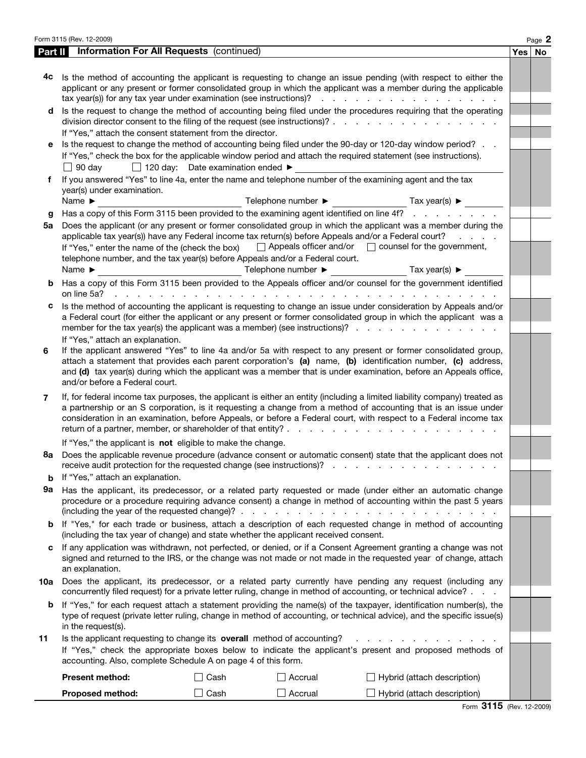## Part II Information For All Requests (continued)

| | | Yes | No |
|---|---|---|---|
| **4c** | Is the method of accounting the applicant is requesting to change an issue pending (with respect to either the applicant or any present or former consolidated group in which the applicant was a member during the applicable tax year(s)) for any tax year under examination (see instructions)? | | |
| **d** | Is the request to change the method of accounting being filed under the procedures requiring that the operating division director consent to the filing of the request (see instructions)? | | |
| | If "Yes," attach the consent statement from the director. | | |
| **e** | Is the request to change the method of accounting being filed under the 90-day or 120-day window period? | | |
| | If "Yes," check the box for the applicable window period and attach the required statement (see instructions). ☐ 90 day ☐ 120 day: Date examination ended ► | | |
| **f** | If you answered "Yes" to line 4a, enter the name and telephone number of the examining agent and the tax year(s) under examination. Name ► Telephone number ► Tax year(s) ► | | |
| **g** | Has a copy of this Form 3115 been provided to the examining agent identified on line 4f? | | |
| **5a** | Does the applicant (or any present or former consolidated group in which the applicant was a member during the applicable tax year(s)) have any Federal income tax return(s) before Appeals and/or a Federal court? | | |
| | If "Yes," enter the name of the (check the box) ☐ Appeals officer and/or ☐ counsel for the government, telephone number, and the tax year(s) before Appeals and/or a Federal court. Name ► Telephone number ► Tax year(s) ► | | |
| **b** | Has a copy of this Form 3115 been provided to the Appeals officer and/or counsel for the government identified on line 5a? | | |
| **c** | Is the method of accounting the applicant is requesting to change an issue under consideration by Appeals and/or a Federal court (for either the applicant or any present or former consolidated group in which the applicant was a member for the tax year(s) the applicant was a member) (see instructions)? | | |
| | If "Yes," attach an explanation. | | |
| **6** | If the applicant answered "Yes" to line 4a and/or 5a with respect to any present or former consolidated group, attach a statement that provides each parent corporation's **(a)** name, **(b)** identification number, **(c)** address, and **(d)** tax year(s) during which the applicant was a member that is under examination, before an Appeals office, and/or before a Federal court. | | |
| **7** | If, for federal income tax purposes, the applicant is either an entity (including a limited liability company) treated as a partnership or an S corporation, is it requesting a change from a method of accounting that is an issue under consideration in an examination, before Appeals, or before a Federal court, with respect to a Federal income tax return of a partner, member, or shareholder of that entity? | | |
| | If "Yes," the applicant is **not** eligible to make the change. | | |
| **8a** | Does the applicable revenue procedure (advance consent or automatic consent) state that the applicant does not receive audit protection for the requested change (see instructions)? | | |
| **b** | If "Yes," attach an explanation. | | |
| **9a** | Has the applicant, its predecessor, or a related party requested or made (under either an automatic change procedure or a procedure requiring advance consent) a change in method of accounting within the past 5 years (including the year of the requested change)? | | |
| **b** | If "Yes," for each trade or business, attach a description of each requested change in method of accounting (including the tax year of change) and state whether the applicant received consent. | | |
| **c** | If any application was withdrawn, not perfected, or denied, or if a Consent Agreement granting a change was not signed and returned to the IRS, or the change was not made or not made in the requested year of change, attach an explanation. | | |
| **10a** | Does the applicant, its predecessor, or a related party currently have pending any request (including any concurrently filed request) for a private letter ruling, change in method of accounting, or technical advice? | | |
| **b** | If "Yes," for each request attach a statement providing the name(s) of the taxpayer, identification number(s), the type of request (private letter ruling, change in method of accounting, or technical advice), and the specific issue(s) in the request(s). | | |
| **11** | Is the applicant requesting to change its **overall** method of accounting? | | |
| | If "Yes," check the appropriate boxes below to indicate the applicant's present and proposed methods of accounting. Also, complete Schedule A on page 4 of this form. | | |
| | **Present method:** ☐ Cash ☐ Accrual ☐ Hybrid (attach description) | | |
| | **Proposed method:** ☐ Cash ☐ Accrual ☐ Hybrid (attach description) | | |

Form **3115** (Rev. 12-2009)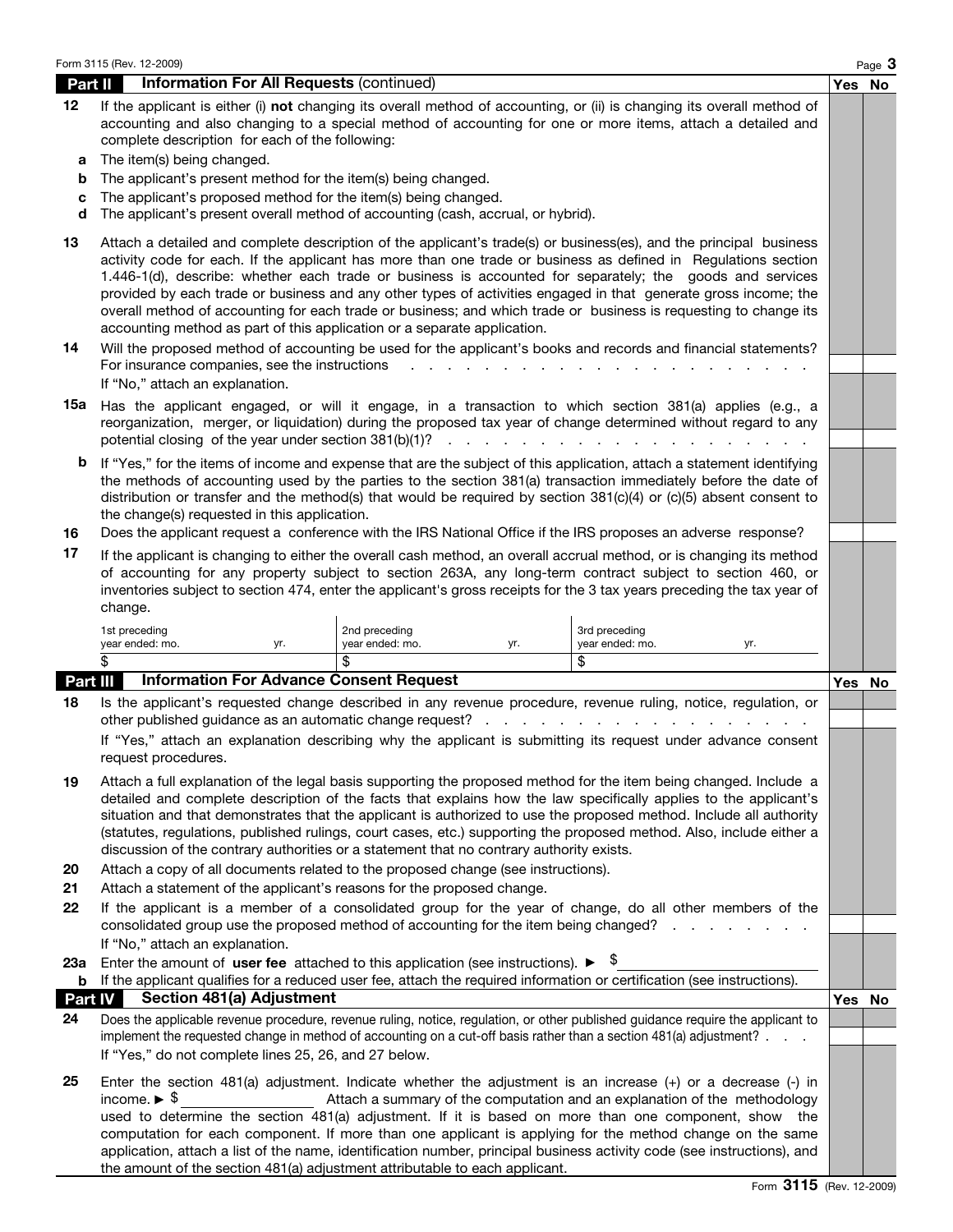## Part II Information For All Requests (continued)

| | | Yes | No |
|---|---|---|---|
| **12** | If the applicant is either (i) **not** changing its overall method of accounting, or (ii) is changing its overall method of accounting and also changing to a special method of accounting for one or more items, attach a detailed and complete description for each of the following: | | |
| **a** | The item(s) being changed. | | |
| **b** | The applicant's present method for the item(s) being changed. | | |
| **c** | The applicant's proposed method for the item(s) being changed. | | |
| **d** | The applicant's present overall method of accounting (cash, accrual, or hybrid). | | |
| **13** | Attach a detailed and complete description of the applicant's trade(s) or business(es), and the principal business activity code for each. If the applicant has more than one trade or business as defined in Regulations section 1.446-1(d), describe: whether each trade or business is accounted for separately; the goods and services provided by each trade or business and any other types of activities engaged in that generate gross income; the overall method of accounting for each trade or business; and which trade or business is requesting to change its accounting method as part of this application or a separate application. | | |
| **14** | Will the proposed method of accounting be used for the applicant's books and records and financial statements? For insurance companies, see the instructions . . . . . . . . . . . . . . . . . . . . . . . . If "No," attach an explanation. | | |
| **15a** | Has the applicant engaged, or will it engage, in a transaction to which section 381(a) applies (e.g., a reorganization, merger, or liquidation) during the proposed tax year of change determined without regard to any potential closing of the year under section 381(b)(1)? . . . . . . . . . . . . . . . . . . . . . | | |
| **b** | If "Yes," for the items of income and expense that are the subject of this application, attach a statement identifying the methods of accounting used by the parties to the section 381(a) transaction immediately before the date of distribution or transfer and the method(s) that would be required by section 381(c)(4) or (c)(5) absent consent to the change(s) requested in this application. | | |
| **16** | Does the applicant request a conference with the IRS National Office if the IRS proposes an adverse response? | | |
| **17** | If the applicant is changing to either the overall cash method, an overall accrual method, or is changing its method of accounting for any property subject to section 263A, any long-term contract subject to section 460, or inventories subject to section 474, enter the applicant's gross receipts for the 3 tax years preceding the tax year of change. | | |

| 1st preceding year ended: mo. yr. | 2nd preceding year ended: mo. yr. | 3rd preceding year ended: mo. yr. |
|---|---|---|
| $ | $ | $ |

## Part III Information For Advance Consent Request

| | | Yes | No |
|---|---|---|---|
| **18** | Is the applicant's requested change described in any revenue procedure, revenue ruling, notice, regulation, or other published guidance as an automatic change request? . . . . . . . . . . . . . . . . . . . . If "Yes," attach an explanation describing why the applicant is submitting its request under advance consent request procedures. | | |
| **19** | Attach a full explanation of the legal basis supporting the proposed method for the item being changed. Include a detailed and complete description of the facts that explains how the law specifically applies to the applicant's situation and that demonstrates that the applicant is authorized to use the proposed method. Include all authority (statutes, regulations, published rulings, court cases, etc.) supporting the proposed method. Also, include either a discussion of the contrary authorities or a statement that no contrary authority exists. | | |
| **20** | Attach a copy of all documents related to the proposed change (see instructions). | | |
| **21** | Attach a statement of the applicant's reasons for the proposed change. | | |
| **22** | If the applicant is a member of a consolidated group for the year of change, do all other members of the consolidated group use the proposed method of accounting for the item being changed? . . . . . . . . . If "No," attach an explanation. | | |
| **23a** | Enter the amount of **user fee** attached to this application (see instructions). ► $ | | |
| **b** | If the applicant qualifies for a reduced user fee, attach the required information or certification (see instructions). | | |

## Part IV Section 481(a) Adjustment

| | | Yes | No |
|---|---|---|---|
| **24** | Does the applicable revenue procedure, revenue ruling, notice, regulation, or other published guidance require the applicant to implement the requested change in method of accounting on a cut-off basis rather than a section 481(a) adjustment? . . . . If "Yes," do not complete lines 25, 26, and 27 below. | | |
| **25** | Enter the section 481(a) adjustment. Indicate whether the adjustment is an increase (+) or a decrease (-) in income. ► $ \_\_\_\_\_\_\_\_ Attach a summary of the computation and an explanation of the methodology used to determine the section 481(a) adjustment. If it is based on more than one component, show the computation for each component. If more than one applicant is applying for the method change on the same application, attach a list of the name, identification number, principal business activity code (see instructions), and the amount of the section 481(a) adjustment attributable to each applicant. | | |

Form **3115** (Rev. 12-2009)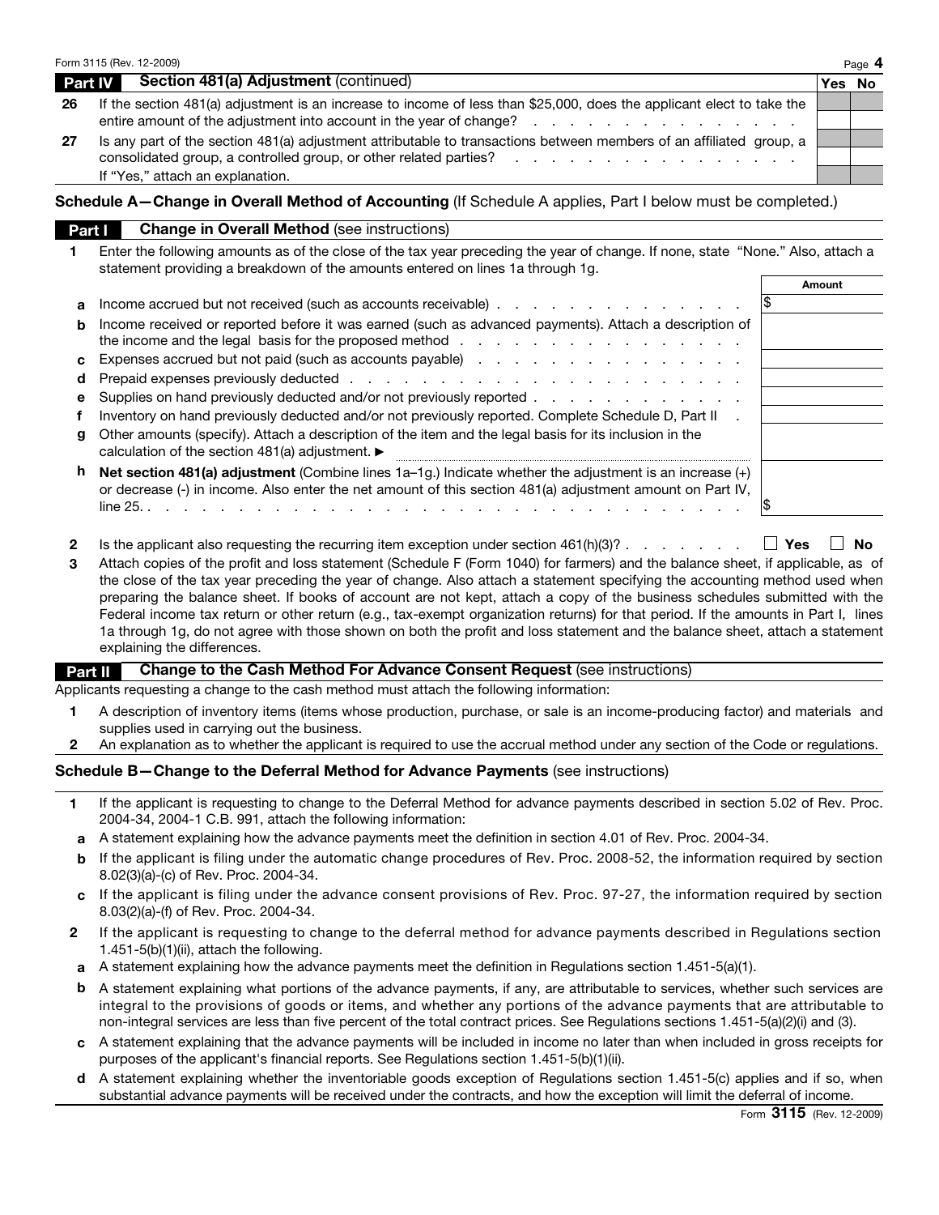## Part IV Section 481(a) Adjustment (continued)

| | | Yes | No |
|---|---|---|---|
| 26 | If the section 481(a) adjustment is an increase to income of less than $25,000, does the applicant elect to take the entire amount of the adjustment into account in the year of change? | | |
| 27 | Is any part of the section 481(a) adjustment attributable to transactions between members of an affiliated group, a consolidated group, a controlled group, or other related parties? If "Yes," attach an explanation. | | |

## Schedule A—Change in Overall Method of Accounting (If Schedule A applies, Part I below must be completed.)

### Part I Change in Overall Method (see instructions)

**1** Enter the following amounts as of the close of the tax year preceding the year of change. If none, state "None." Also, attach a statement providing a breakdown of the amounts entered on lines 1a through 1g.

| | | Amount |
|---|---|---|
| a | Income accrued but not received (such as accounts receivable) | $ |
| b | Income received or reported before it was earned (such as advanced payments). Attach a description of the income and the legal basis for the proposed method | |
| c | Expenses accrued but not paid (such as accounts payable) | |
| d | Prepaid expenses previously deducted | |
| e | Supplies on hand previously deducted and/or not previously reported | |
| f | Inventory on hand previously deducted and/or not previously reported. Complete Schedule D, Part II | |
| g | Other amounts (specify). Attach a description of the item and the legal basis for its inclusion in the calculation of the section 481(a) adjustment. ► | |
| h | **Net section 481(a) adjustment** (Combine lines 1a–1g.) Indicate whether the adjustment is an increase (+) or decrease (-) in income. Also enter the net amount of this section 481(a) adjustment amount on Part IV, line 25. | $ |

**2** Is the applicant also requesting the recurring item exception under section 461(h)(3)? ☐ **Yes** ☐ **No**

**3** Attach copies of the profit and loss statement (Schedule F (Form 1040) for farmers) and the balance sheet, if applicable, as of the close of the tax year preceding the year of change. Also attach a statement specifying the accounting method used when preparing the balance sheet. If books of account are not kept, attach a copy of the business schedules submitted with the Federal income tax return or other return (e.g., tax-exempt organization returns) for that period. If the amounts in Part I, lines 1a through 1g, do not agree with those shown on both the profit and loss statement and the balance sheet, attach a statement explaining the differences.

### Part II Change to the Cash Method For Advance Consent Request (see instructions)

Applicants requesting a change to the cash method must attach the following information:

**1** A description of inventory items (items whose production, purchase, or sale is an income-producing factor) and materials and supplies used in carrying out the business.

**2** An explanation as to whether the applicant is required to use the accrual method under any section of the Code or regulations.

## Schedule B—Change to the Deferral Method for Advance Payments (see instructions)

**1** If the applicant is requesting to change to the Deferral Method for advance payments described in section 5.02 of Rev. Proc. 2004-34, 2004-1 C.B. 991, attach the following information:

- **a** A statement explaining how the advance payments meet the definition in section 4.01 of Rev. Proc. 2004-34.
- **b** If the applicant is filing under the automatic change procedures of Rev. Proc. 2008-52, the information required by section 8.02(3)(a)-(c) of Rev. Proc. 2004-34.
- **c** If the applicant is filing under the advance consent provisions of Rev. Proc. 97-27, the information required by section 8.03(2)(a)-(f) of Rev. Proc. 2004-34.

**2** If the applicant is requesting to change to the deferral method for advance payments described in Regulations section 1.451-5(b)(1)(ii), attach the following.

- **a** A statement explaining how the advance payments meet the definition in Regulations section 1.451-5(a)(1).
- **b** A statement explaining what portions of the advance payments, if any, are attributable to services, whether such services are integral to the provisions of goods or items, and whether any portions of the advance payments that are attributable to non-integral services are less than five percent of the total contract prices. See Regulations sections 1.451-5(a)(2)(i) and (3).
- **c** A statement explaining that the advance payments will be included in income no later than when included in gross receipts for purposes of the applicant's financial reports. See Regulations section 1.451-5(b)(1)(ii).
- **d** A statement explaining whether the inventoriable goods exception of Regulations section 1.451-5(c) applies and if so, when substantial advance payments will be received under the contracts, and how the exception will limit the deferral of income.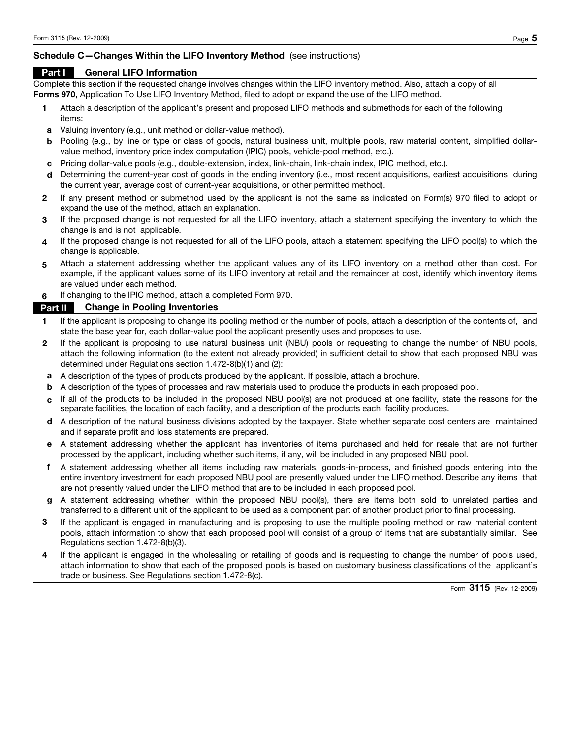## Schedule C—Changes Within the LIFO Inventory Method (see instructions)

### Part I General LIFO Information

Complete this section if the requested change involves changes within the LIFO inventory method. Also, attach a copy of all **Forms 970,** Application To Use LIFO Inventory Method, filed to adopt or expand the use of the LIFO method.

**1** Attach a description of the applicant's present and proposed LIFO methods and submethods for each of the following items:

- **a** Valuing inventory (e.g., unit method or dollar-value method).
- **b** Pooling (e.g., by line or type or class of goods, natural business unit, multiple pools, raw material content, simplified dollar-value method, inventory price index computation (IPIC) pools, vehicle-pool method, etc.).
- **c** Pricing dollar-value pools (e.g., double-extension, index, link-chain, link-chain index, IPIC method, etc.).
- **d** Determining the current-year cost of goods in the ending inventory (i.e., most recent acquisitions, earliest acquisitions during the current year, average cost of current-year acquisitions, or other permitted method).

**2** If any present method or submethod used by the applicant is not the same as indicated on Form(s) 970 filed to adopt or expand the use of the method, attach an explanation.

**3** If the proposed change is not requested for all the LIFO inventory, attach a statement specifying the inventory to which the change is and is not applicable.

**4** If the proposed change is not requested for all of the LIFO pools, attach a statement specifying the LIFO pool(s) to which the change is applicable.

**5** Attach a statement addressing whether the applicant values any of its LIFO inventory on a method other than cost. For example, if the applicant values some of its LIFO inventory at retail and the remainder at cost, identify which inventory items are valued under each method.

**6** If changing to the IPIC method, attach a completed Form 970.

### Part II Change in Pooling Inventories

**1** If the applicant is proposing to change its pooling method or the number of pools, attach a description of the contents of, and state the base year for, each dollar-value pool the applicant presently uses and proposes to use.

**2** If the applicant is proposing to use natural business unit (NBU) pools or requesting to change the number of NBU pools, attach the following information (to the extent not already provided) in sufficient detail to show that each proposed NBU was determined under Regulations section 1.472-8(b)(1) and (2):

- **a** A description of the types of products produced by the applicant. If possible, attach a brochure.
- **b** A description of the types of processes and raw materials used to produce the products in each proposed pool.
- **c** If all of the products to be included in the proposed NBU pool(s) are not produced at one facility, state the reasons for the separate facilities, the location of each facility, and a description of the products each facility produces.
- **d** A description of the natural business divisions adopted by the taxpayer. State whether separate cost centers are maintained and if separate profit and loss statements are prepared.
- **e** A statement addressing whether the applicant has inventories of items purchased and held for resale that are not further processed by the applicant, including whether such items, if any, will be included in any proposed NBU pool.
- **f** A statement addressing whether all items including raw materials, goods-in-process, and finished goods entering into the entire inventory investment for each proposed NBU pool are presently valued under the LIFO method. Describe any items that are not presently valued under the LIFO method that are to be included in each proposed pool.
- **g** A statement addressing whether, within the proposed NBU pool(s), there are items both sold to unrelated parties and transferred to a different unit of the applicant to be used as a component part of another product prior to final processing.

**3** If the applicant is engaged in manufacturing and is proposing to use the multiple pooling method or raw material content pools, attach information to show that each proposed pool will consist of a group of items that are substantially similar. See Regulations section 1.472-8(b)(3).

**4** If the applicant is engaged in the wholesaling or retailing of goods and is requesting to change the number of pools used, attach information to show that each of the proposed pools is based on customary business classifications of the applicant's trade or business. See Regulations section 1.472-8(c).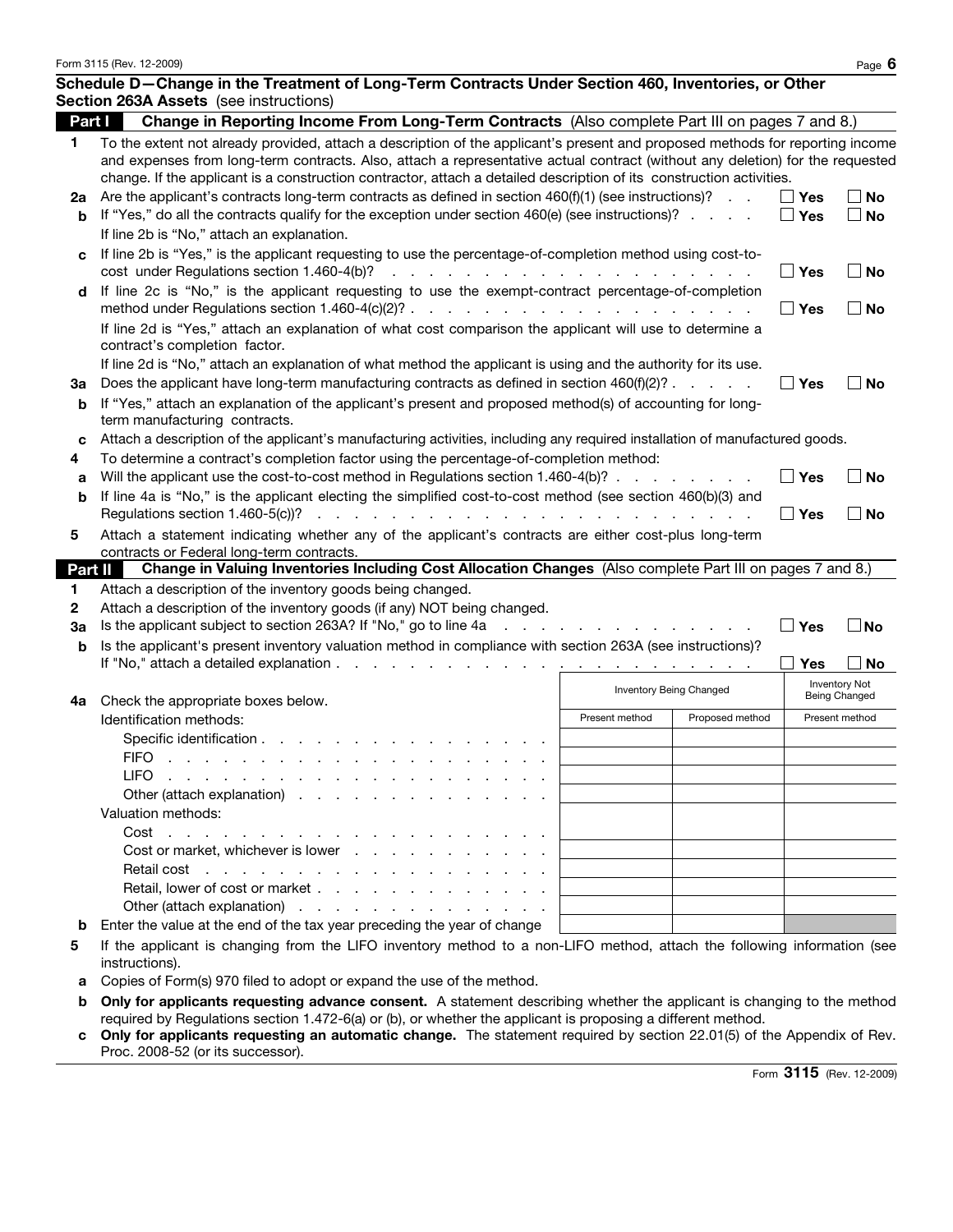## Schedule D—Change in the Treatment of Long-Term Contracts Under Section 460, Inventories, or Other Section 263A Assets (see instructions)

### Part I Change in Reporting Income From Long-Term Contracts (Also complete Part III on pages 7 and 8.)

**1** To the extent not already provided, attach a description of the applicant's present and proposed methods for reporting income and expenses from long-term contracts. Also, attach a representative actual contract (without any deletion) for the requested change. If the applicant is a construction contractor, attach a detailed description of its construction activities.

**2a** Are the applicant's contracts long-term contracts as defined in section 460(f)(1) (see instructions)? ☐ Yes ☐ No

**b** If "Yes," do all the contracts qualify for the exception under section 460(e) (see instructions)? ☐ Yes ☐ No

If line 2b is "No," attach an explanation.

**c** If line 2b is "Yes," is the applicant requesting to use the percentage-of-completion method using cost-to-cost under Regulations section 1.460-4(b)? ☐ Yes ☐ No

**d** If line 2c is "No," is the applicant requesting to use the exempt-contract percentage-of-completion method under Regulations section 1.460-4(c)(2)? ☐ Yes ☐ No

If line 2d is "Yes," attach an explanation of what cost comparison the applicant will use to determine a contract's completion factor.

If line 2d is "No," attach an explanation of what method the applicant is using and the authority for its use.

**3a** Does the applicant have long-term manufacturing contracts as defined in section 460(f)(2)? ☐ Yes ☐ No

**b** If "Yes," attach an explanation of the applicant's present and proposed method(s) of accounting for long-term manufacturing contracts.

**c** Attach a description of the applicant's manufacturing activities, including any required installation of manufactured goods.

**4** To determine a contract's completion factor using the percentage-of-completion method:

**a** Will the applicant use the cost-to-cost method in Regulations section 1.460-4(b)? ☐ Yes ☐ No

**b** If line 4a is "No," is the applicant electing the simplified cost-to-cost method (see section 460(b)(3) and Regulations section 1.460-5(c))? ☐ Yes ☐ No

**5** Attach a statement indicating whether any of the applicant's contracts are either cost-plus long-term contracts or Federal long-term contracts.

### Part II Change in Valuing Inventories Including Cost Allocation Changes (Also complete Part III on pages 7 and 8.)

**1** Attach a description of the inventory goods being changed.

**2** Attach a description of the inventory goods (if any) NOT being changed.

**3a** Is the applicant subject to section 263A? If "No," go to line 4a ☐ Yes ☐ No

**b** Is the applicant's present inventory valuation method in compliance with section 263A (see instructions)? If "No," attach a detailed explanation ☐ Yes ☐ No

| **4a** Check the appropriate boxes below. | Inventory Being Changed | | Inventory Not Being Changed |
|---|---|---|---|
| | Present method | Proposed method | Present method |
| Identification methods: | | | |
| Specific identification | | | |
| FIFO | | | |
| LIFO | | | |
| Other (attach explanation) | | | |
| Valuation methods: | | | |
| Cost | | | |
| Cost or market, whichever is lower | | | |
| Retail cost | | | |
| Retail, lower of cost or market | | | |
| Other (attach explanation) | | | |
| **b** Enter the value at the end of the tax year preceding the year of change | | | |

**5** If the applicant is changing from the LIFO inventory method to a non-LIFO method, attach the following information (see instructions).

**a** Copies of Form(s) 970 filed to adopt or expand the use of the method.

**b** **Only for applicants requesting advance consent.** A statement describing whether the applicant is changing to the method required by Regulations section 1.472-6(a) or (b), or whether the applicant is proposing a different method.

**c** **Only for applicants requesting an automatic change.** The statement required by section 22.01(5) of the Appendix of Rev. Proc. 2008-52 (or its successor).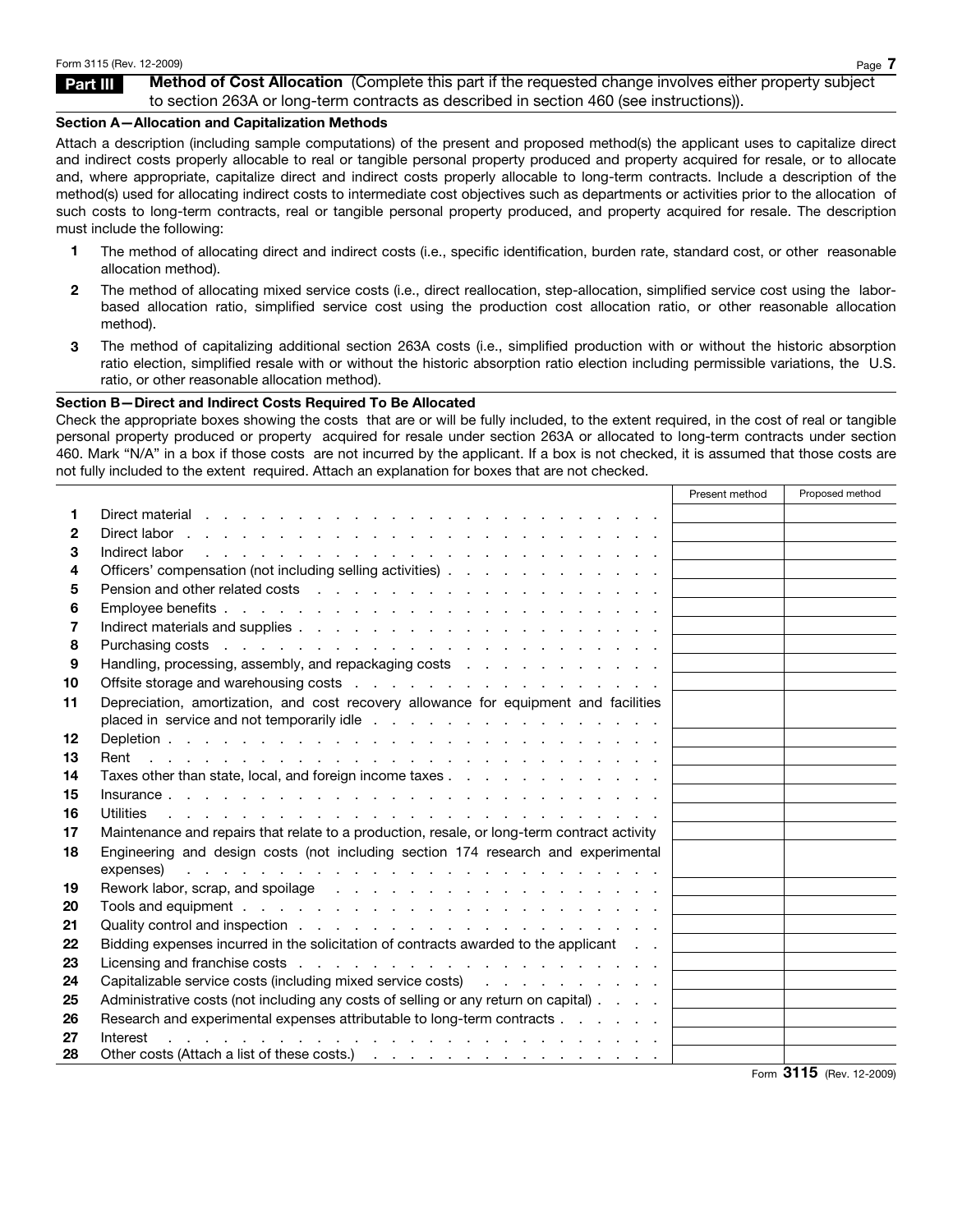## Part III Method of Cost Allocation (Complete this part if the requested change involves either property subject to section 263A or long-term contracts as described in section 460 (see instructions)).

### Section A—Allocation and Capitalization Methods

Attach a description (including sample computations) of the present and proposed method(s) the applicant uses to capitalize direct and indirect costs properly allocable to real or tangible personal property produced and property acquired for resale, or to allocate and, where appropriate, capitalize direct and indirect costs properly allocable to long-term contracts. Include a description of the method(s) used for allocating indirect costs to intermediate cost objectives such as departments or activities prior to the allocation of such costs to long-term contracts, real or tangible personal property produced, and property acquired for resale. The description must include the following:

1. The method of allocating direct and indirect costs (i.e., specific identification, burden rate, standard cost, or other reasonable allocation method).
2. The method of allocating mixed service costs (i.e., direct reallocation, step-allocation, simplified service cost using the labor-based allocation ratio, simplified service cost using the production cost allocation ratio, or other reasonable allocation method).
3. The method of capitalizing additional section 263A costs (i.e., simplified production with or without the historic absorption ratio election, simplified resale with or without the historic absorption ratio election including permissible variations, the U.S. ratio, or other reasonable allocation method).

### Section B—Direct and Indirect Costs Required To Be Allocated

Check the appropriate boxes showing the costs that are or will be fully included, to the extent required, in the cost of real or tangible personal property produced or property acquired for resale under section 263A or allocated to long-term contracts under section 460. Mark "N/A" in a box if those costs are not incurred by the applicant. If a box is not checked, it is assumed that those costs are not fully included to the extent required. Attach an explanation for boxes that are not checked.

| | | Present method | Proposed method |
|---|---|---|---|
| 1 | Direct material | | |
| 2 | Direct labor | | |
| 3 | Indirect labor | | |
| 4 | Officers' compensation (not including selling activities) | | |
| 5 | Pension and other related costs | | |
| 6 | Employee benefits | | |
| 7 | Indirect materials and supplies | | |
| 8 | Purchasing costs | | |
| 9 | Handling, processing, assembly, and repackaging costs | | |
| 10 | Offsite storage and warehousing costs | | |
| 11 | Depreciation, amortization, and cost recovery allowance for equipment and facilities placed in service and not temporarily idle | | |
| 12 | Depletion | | |
| 13 | Rent | | |
| 14 | Taxes other than state, local, and foreign income taxes | | |
| 15 | Insurance | | |
| 16 | Utilities | | |
| 17 | Maintenance and repairs that relate to a production, resale, or long-term contract activity | | |
| 18 | Engineering and design costs (not including section 174 research and experimental expenses) | | |
| 19 | Rework labor, scrap, and spoilage | | |
| 20 | Tools and equipment | | |
| 21 | Quality control and inspection | | |
| 22 | Bidding expenses incurred in the solicitation of contracts awarded to the applicant | | |
| 23 | Licensing and franchise costs | | |
| 24 | Capitalizable service costs (including mixed service costs) | | |
| 25 | Administrative costs (not including any costs of selling or any return on capital) | | |
| 26 | Research and experimental expenses attributable to long-term contracts | | |
| 27 | Interest | | |
| 28 | Other costs (Attach a list of these costs.) | | |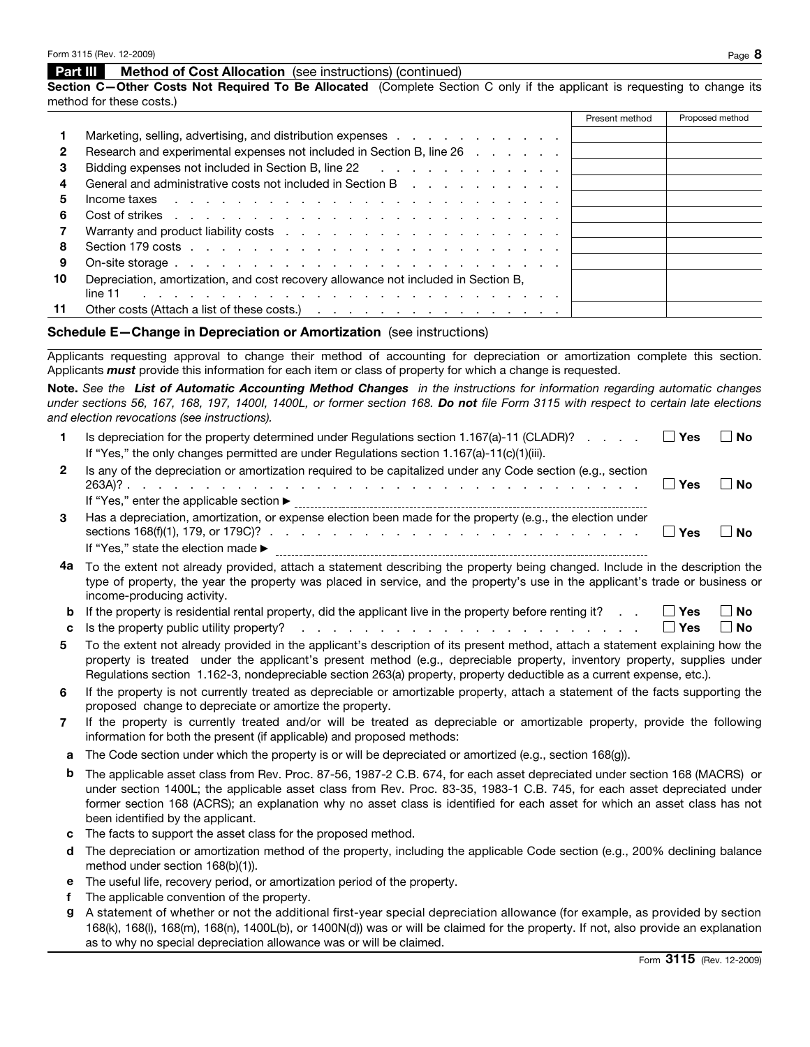## Part III Method of Cost Allocation (see instructions) (continued)

**Section C—Other Costs Not Required To Be Allocated** (Complete Section C only if the applicant is requesting to change its method for these costs.)

| | | Present method | Proposed method |
|---|---|---|---|
| 1 | Marketing, selling, advertising, and distribution expenses | | |
| 2 | Research and experimental expenses not included in Section B, line 26 | | |
| 3 | Bidding expenses not included in Section B, line 22 | | |
| 4 | General and administrative costs not included in Section B | | |
| 5 | Income taxes | | |
| 6 | Cost of strikes | | |
| 7 | Warranty and product liability costs | | |
| 8 | Section 179 costs | | |
| 9 | On-site storage | | |
| 10 | Depreciation, amortization, and cost recovery allowance not included in Section B, line 11 | | |
| 11 | Other costs (Attach a list of these costs.) | | |

## Schedule E—Change in Depreciation or Amortization (see instructions)

Applicants requesting approval to change their method of accounting for depreciation or amortization complete this section. Applicants ***must*** provide this information for each item or class of property for which a change is requested.

**Note.** *See the* ***List of Automatic Accounting Method Changes*** *in the instructions for information regarding automatic changes under sections 56, 167, 168, 197, 1400I, 1400L, or former section 168.* ***Do not*** *file Form 3115 with respect to certain late elections and election revocations (see instructions).*

**1** Is depreciation for the property determined under Regulations section 1.167(a)-11 (CLADR)? ☐ Yes ☐ No
If "Yes," the only changes permitted are under Regulations section 1.167(a)-11(c)(1)(iii).

**2** Is any of the depreciation or amortization required to be capitalized under any Code section (e.g., section 263A)? ☐ Yes ☐ No
If "Yes," enter the applicable section ► ______________________

**3** Has a depreciation, amortization, or expense election been made for the property (e.g., the election under sections 168(f)(1), 179, or 179C)? ☐ Yes ☐ No
If "Yes," state the election made ► ______________________

**4a** To the extent not already provided, attach a statement describing the property being changed. Include in the description the type of property, the year the property was placed in service, and the property's use in the applicant's trade or business or income-producing activity.

**b** If the property is residential rental property, did the applicant live in the property before renting it? ☐ Yes ☐ No

**c** Is the property public utility property? ☐ Yes ☐ No

**5** To the extent not already provided in the applicant's description of its present method, attach a statement explaining how the property is treated under the applicant's present method (e.g., depreciable property, inventory property, supplies under Regulations section 1.162-3, nondepreciable section 263(a) property, property deductible as a current expense, etc.).

**6** If the property is not currently treated as depreciable or amortizable property, attach a statement of the facts supporting the proposed change to depreciate or amortize the property.

**7** If the property is currently treated and/or will be treated as depreciable or amortizable property, provide the following information for both the present (if applicable) and proposed methods:

**a** The Code section under which the property is or will be depreciated or amortized (e.g., section 168(g)).

**b** The applicable asset class from Rev. Proc. 87-56, 1987-2 C.B. 674, for each asset depreciated under section 168 (MACRS) or under section 1400L; the applicable asset class from Rev. Proc. 83-35, 1983-1 C.B. 745, for each asset depreciated under former section 168 (ACRS); an explanation why no asset class is identified for each asset for which an asset class has not been identified by the applicant.

**c** The facts to support the asset class for the proposed method.

**d** The depreciation or amortization method of the property, including the applicable Code section (e.g., 200% declining balance method under section 168(b)(1)).

**e** The useful life, recovery period, or amortization period of the property.

**f** The applicable convention of the property.

**g** A statement of whether or not the additional first-year special depreciation allowance (for example, as provided by section 168(k), 168(l), 168(m), 168(n), 1400L(b), or 1400N(d)) was or will be claimed for the property. If not, also provide an explanation as to why no special depreciation allowance was or will be claimed.